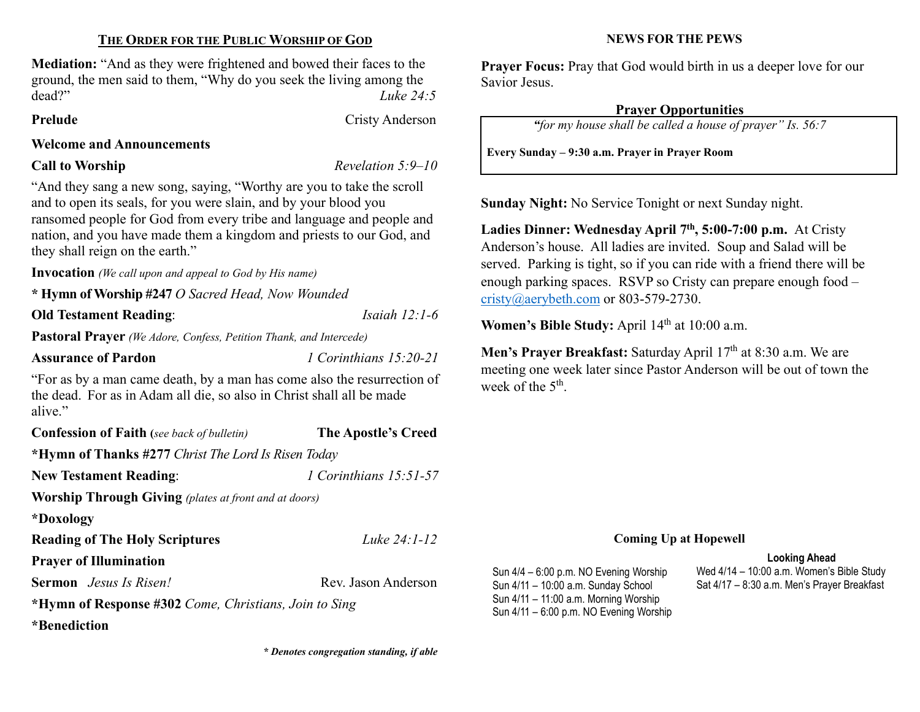## THE ORDER FOR THE PUBLIC WORSHIP OF GOD

**Mediation:** "And as they were frightened and bowed their faces to the ground, the men said to them, "Why do you seek the living among the dead?" *Luke 24:5*

**Prelude** Cristy Anderson

**Welcome and Announcements**

**Call to Worship** *Revelation 5:9–10*

"And they sang a new song, saying, "Worthy are you to take the scroll and to open its seals, for you were slain, and by your blood you ransomed people for God from every tribe and language and people and nation, and you have made them a kingdom and priests to our God, and they shall reign on the earth."

**Invocation** *(We call upon and appeal to God by His name)*

**\* Hymn of Worship #247** *O Sacred Head, Now Wounded*

**Old Testament Reading**: *Isaiah 12:1-6*

**Pastoral Prayer** *(We Adore, Confess, Petition Thank, and Intercede)*

**Assurance of Pardon** *1 Corinthians 15:20-21*

"For as by a man came death, by a man has come also the resurrection of the dead. For as in Adam all die, so also in Christ shall all be made alive."

**Confession of Faith (***see back of bulletin***)** **The Apostle's Creed**

**\*Hymn of Thanks #277** *Christ The Lord Is Risen Today*

**New Testament Reading**: *1 Corinthians 15:51-57*

**Worship Through Giving** *(plates at front and at doors)*

**\*Doxology**

**Reading of The Holy Scriptures** *Luke 24:1-12*

**Prayer of Illumination**

**Sermon** *Jesus Is Risen!* Rev. Jason Anderson

**\*Hymn of Response #302** *Come, Christians, Join to Sing*

**\*Benediction**

***\* Denotes congregation standing, if able***

## NEWS FOR THE PEWS

**Prayer Focus:** Pray that God would birth in us a deeper love for our Savior Jesus.

### Prayer Opportunities

*"for my house shall be called a house of prayer" Is. 56:7*

**Every Sunday – 9:30 a.m. Prayer in Prayer Room**

**Sunday Night:** No Service Tonight or next Sunday night.

**Ladies Dinner: Wednesday April 7th, 5:00-7:00 p.m.** At Cristy Anderson's house. All ladies are invited. Soup and Salad will be served. Parking is tight, so if you can ride with a friend there will be enough parking spaces. RSVP so Cristy can prepare enough food – cristy@aerybeth.com or 803-579-2730.

**Women's Bible Study:** April 14th at 10:00 a.m.

**Men's Prayer Breakfast:** Saturday April 17th at 8:30 a.m. We are meeting one week later since Pastor Anderson will be out of town the week of the 5th.

### Coming Up at Hopewell

Sun 4/4 – 6:00 p.m. NO Evening Worship
Sun 4/11 – 10:00 a.m. Sunday School
Sun 4/11 – 11:00 a.m. Morning Worship
Sun 4/11 – 6:00 p.m. NO Evening Worship

**Looking Ahead**

Wed 4/14 – 10:00 a.m. Women's Bible Study
Sat 4/17 – 8:30 a.m. Men's Prayer Breakfast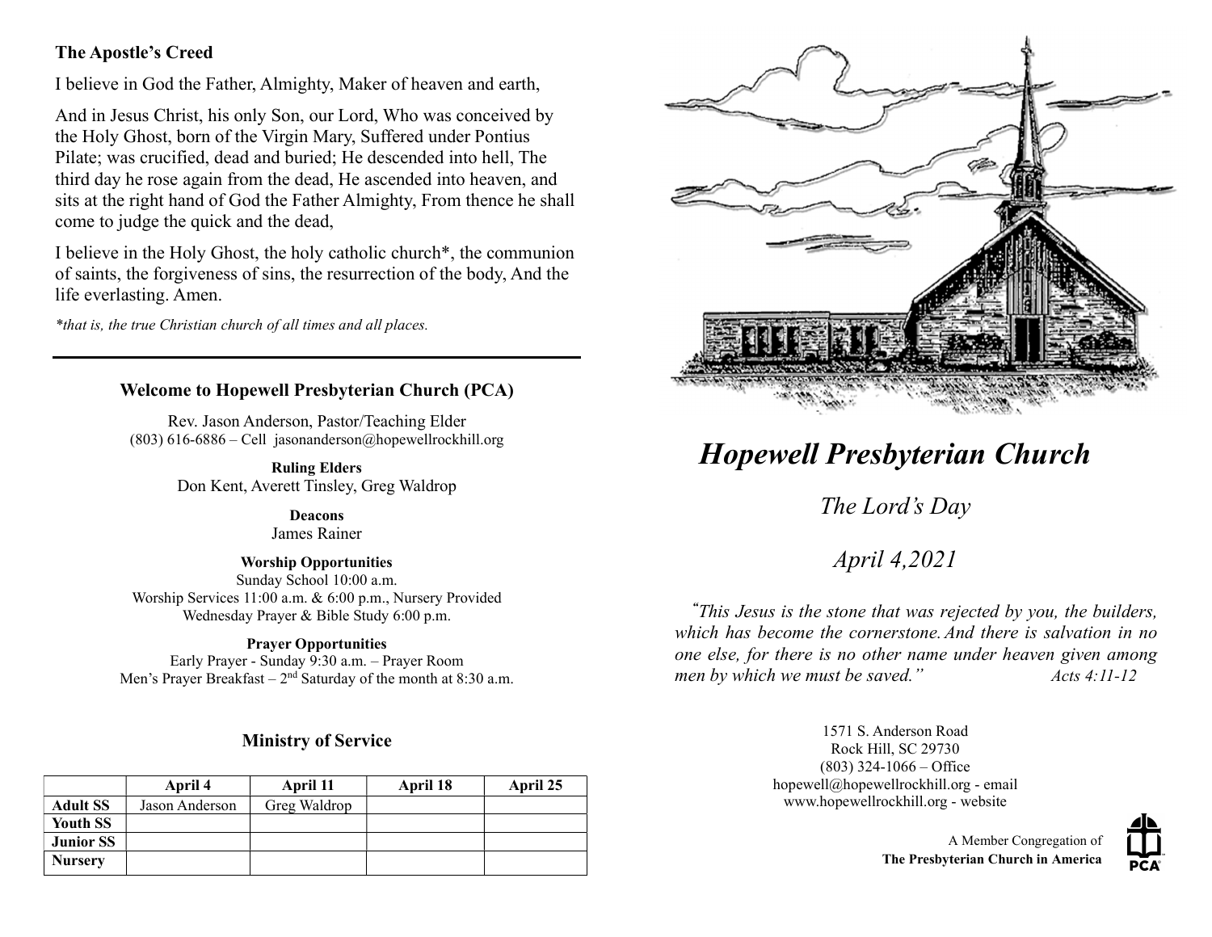## The Apostle's Creed

I believe in God the Father, Almighty, Maker of heaven and earth,

And in Jesus Christ, his only Son, our Lord, Who was conceived by the Holy Ghost, born of the Virgin Mary, Suffered under Pontius Pilate; was crucified, dead and buried; He descended into hell, The third day he rose again from the dead, He ascended into heaven, and sits at the right hand of God the Father Almighty, From thence he shall come to judge the quick and the dead,

I believe in the Holy Ghost, the holy catholic church*, the communion of saints, the forgiveness of sins, the resurrection of the body, And the life everlasting. Amen.

*\*that is, the true Christian church of all times and all places.*

---

### Welcome to Hopewell Presbyterian Church (PCA)

Rev. Jason Anderson, Pastor/Teaching Elder
(803) 616-6886 – Cell jasonanderson@hopewellrockhill.org

**Ruling Elders**
Don Kent, Averett Tinsley, Greg Waldrop

**Deacons**
James Rainer

**Worship Opportunities**
Sunday School 10:00 a.m.
Worship Services 11:00 a.m. & 6:00 p.m., Nursery Provided
Wednesday Prayer & Bible Study 6:00 p.m.

**Prayer Opportunities**
Early Prayer - Sunday 9:30 a.m. – Prayer Room
Men's Prayer Breakfast – 2nd Saturday of the month at 8:30 a.m.

### Ministry of Service

| | April 4 | April 11 | April 18 | April 25 |
|---|---|---|---|---|
| **Adult SS** | Jason Anderson | Greg Waldrop | | |
| **Youth SS** | | | | |
| **Junior SS** | | | | |
| **Nursery** | | | | |

# *Hopewell Presbyterian Church*

*The Lord's Day*

*April 4,2021*

*"This Jesus is the stone that was rejected by you, the builders, which has become the cornerstone. And there is salvation in no one else, for there is no other name under heaven given among men by which we must be saved."* *Acts 4:11-12*

1571 S. Anderson Road
Rock Hill, SC 29730
(803) 324-1066 – Office
hopewell@hopewellrockhill.org - email
www.hopewellrockhill.org - website

A Member Congregation of
**The Presbyterian Church in America**